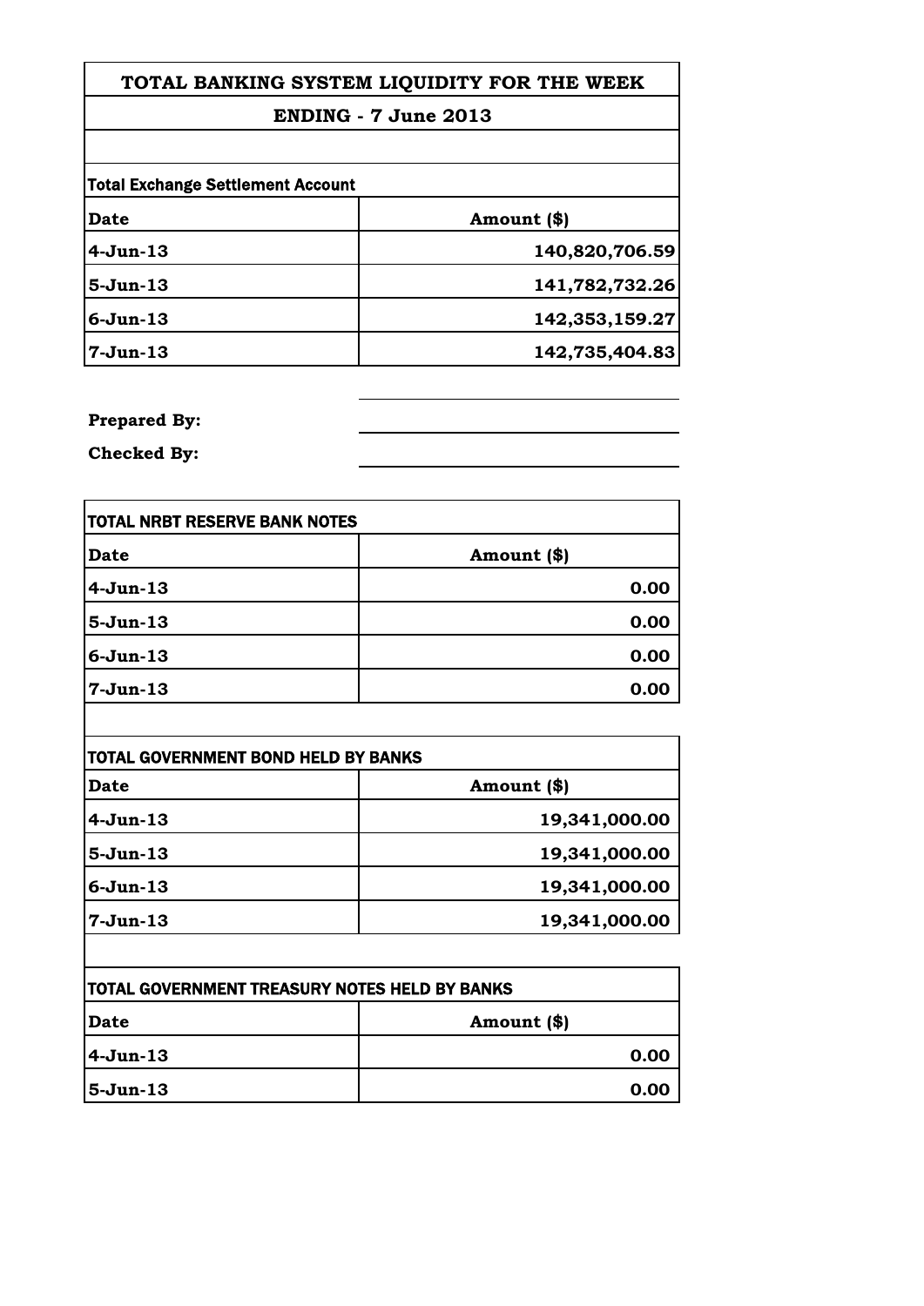# TOTAL BANKING SYSTEM LIQUIDITY FOR THE WEEK

## ENDING - 7 June 2013

**Total Exchange Settlement Account**

| Date | Amount ($) |
|---|---|
| 4-Jun-13 | 140,820,706.59 |
| 5-Jun-13 | 141,782,732.26 |
| 6-Jun-13 | 142,353,159.27 |
| 7-Jun-13 | 142,735,404.83 |

**Prepared By:**

**Checked By:**

**TOTAL NRBT RESERVE BANK NOTES**

| Date | Amount ($) |
|---|---|
| 4-Jun-13 | 0.00 |
| 5-Jun-13 | 0.00 |
| 6-Jun-13 | 0.00 |
| 7-Jun-13 | 0.00 |

**TOTAL GOVERNMENT BOND HELD BY BANKS**

| Date | Amount ($) |
|---|---|
| 4-Jun-13 | 19,341,000.00 |
| 5-Jun-13 | 19,341,000.00 |
| 6-Jun-13 | 19,341,000.00 |
| 7-Jun-13 | 19,341,000.00 |

**TOTAL GOVERNMENT TREASURY NOTES HELD BY BANKS**

| Date | Amount ($) |
|---|---|
| 4-Jun-13 | 0.00 |
| 5-Jun-13 | 0.00 |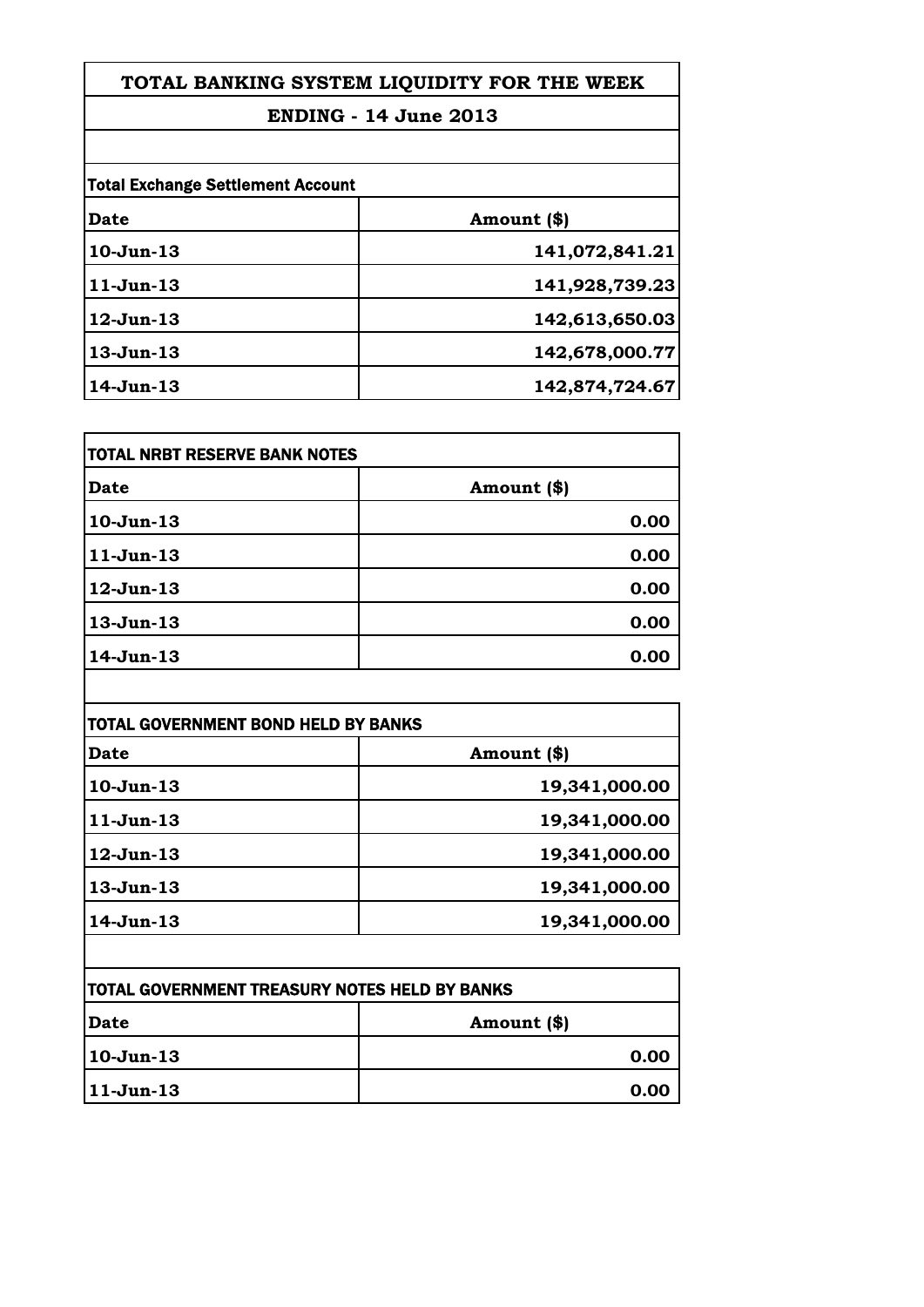# TOTAL BANKING SYSTEM LIQUIDITY FOR THE WEEK

## ENDING - 14 June 2013

### Total Exchange Settlement Account

| Date | Amount ($) |
|---|---|
| 10-Jun-13 | 141,072,841.21 |
| 11-Jun-13 | 141,928,739.23 |
| 12-Jun-13 | 142,613,650.03 |
| 13-Jun-13 | 142,678,000.77 |
| 14-Jun-13 | 142,874,724.67 |

### TOTAL NRBT RESERVE BANK NOTES

| Date | Amount ($) |
|---|---|
| 10-Jun-13 | 0.00 |
| 11-Jun-13 | 0.00 |
| 12-Jun-13 | 0.00 |
| 13-Jun-13 | 0.00 |
| 14-Jun-13 | 0.00 |

### TOTAL GOVERNMENT BOND HELD BY BANKS

| Date | Amount ($) |
|---|---|
| 10-Jun-13 | 19,341,000.00 |
| 11-Jun-13 | 19,341,000.00 |
| 12-Jun-13 | 19,341,000.00 |
| 13-Jun-13 | 19,341,000.00 |
| 14-Jun-13 | 19,341,000.00 |

### TOTAL GOVERNMENT TREASURY NOTES HELD BY BANKS

| Date | Amount ($) |
|---|---|
| 10-Jun-13 | 0.00 |
| 11-Jun-13 | 0.00 |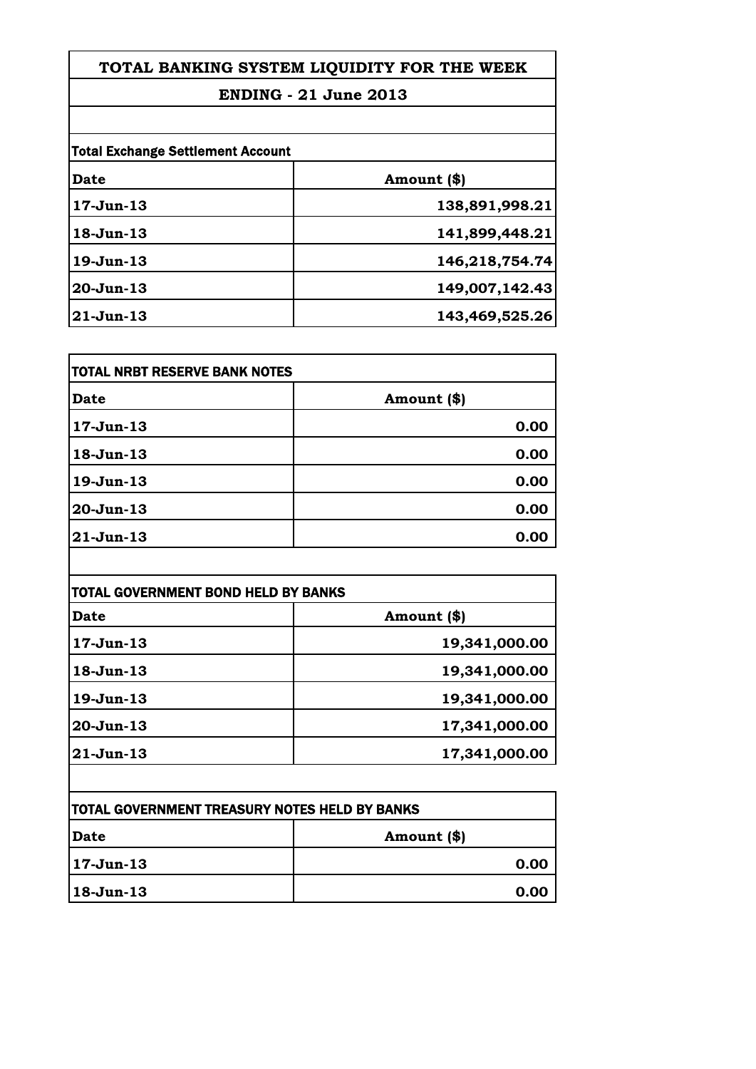# TOTAL BANKING SYSTEM LIQUIDITY FOR THE WEEK

## ENDING - 21 June 2013

**Total Exchange Settlement Account**

| Date | Amount ($) |
|---|---|
| 17-Jun-13 | 138,891,998.21 |
| 18-Jun-13 | 141,899,448.21 |
| 19-Jun-13 | 146,218,754.74 |
| 20-Jun-13 | 149,007,142.43 |
| 21-Jun-13 | 143,469,525.26 |

**TOTAL NRBT RESERVE BANK NOTES**

| Date | Amount ($) |
|---|---|
| 17-Jun-13 | 0.00 |
| 18-Jun-13 | 0.00 |
| 19-Jun-13 | 0.00 |
| 20-Jun-13 | 0.00 |
| 21-Jun-13 | 0.00 |

**TOTAL GOVERNMENT BOND HELD BY BANKS**

| Date | Amount ($) |
|---|---|
| 17-Jun-13 | 19,341,000.00 |
| 18-Jun-13 | 19,341,000.00 |
| 19-Jun-13 | 19,341,000.00 |
| 20-Jun-13 | 17,341,000.00 |
| 21-Jun-13 | 17,341,000.00 |

**TOTAL GOVERNMENT TREASURY NOTES HELD BY BANKS**

| Date | Amount ($) |
|---|---|
| 17-Jun-13 | 0.00 |
| 18-Jun-13 | 0.00 |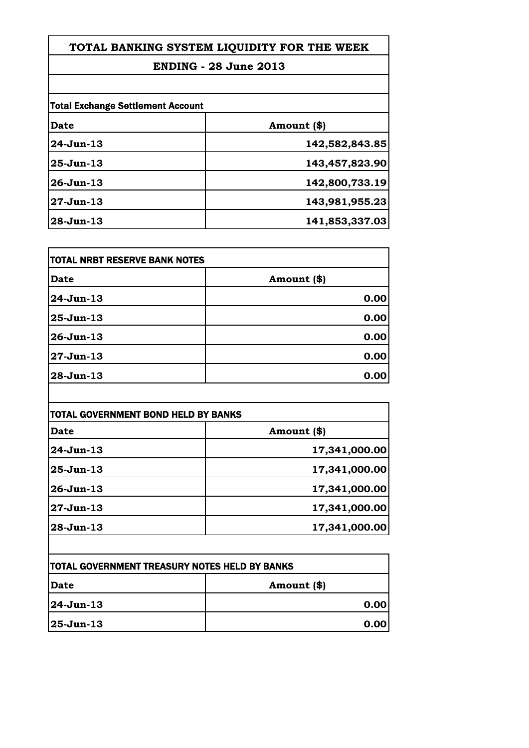# TOTAL BANKING SYSTEM LIQUIDITY FOR THE WEEK

## ENDING - 28 June 2013

**Total Exchange Settlement Account**

| Date | Amount ($) |
|---|---|
| 24-Jun-13 | 142,582,843.85 |
| 25-Jun-13 | 143,457,823.90 |
| 26-Jun-13 | 142,800,733.19 |
| 27-Jun-13 | 143,981,955.23 |
| 28-Jun-13 | 141,853,337.03 |

**TOTAL NRBT RESERVE BANK NOTES**

| Date | Amount ($) |
|---|---|
| 24-Jun-13 | 0.00 |
| 25-Jun-13 | 0.00 |
| 26-Jun-13 | 0.00 |
| 27-Jun-13 | 0.00 |
| 28-Jun-13 | 0.00 |

**TOTAL GOVERNMENT BOND HELD BY BANKS**

| Date | Amount ($) |
|---|---|
| 24-Jun-13 | 17,341,000.00 |
| 25-Jun-13 | 17,341,000.00 |
| 26-Jun-13 | 17,341,000.00 |
| 27-Jun-13 | 17,341,000.00 |
| 28-Jun-13 | 17,341,000.00 |

**TOTAL GOVERNMENT TREASURY NOTES HELD BY BANKS**

| Date | Amount ($) |
|---|---|
| 24-Jun-13 | 0.00 |
| 25-Jun-13 | 0.00 |